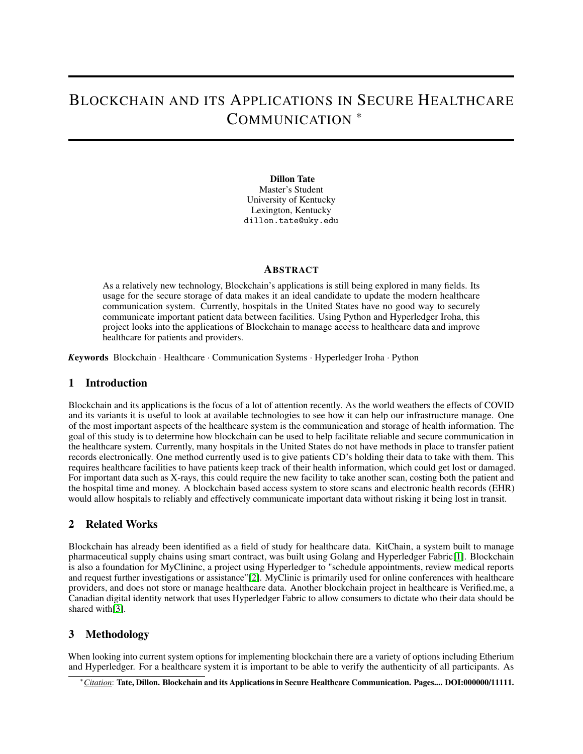# Blockchain and its Applications in Secure Healthcare Communication *

**Dillon Tate**
Master's Student
University of Kentucky
Lexington, Kentucky
dillon.tate@uky.edu

## Abstract

As a relatively new technology, Blockchain's applications is still being explored in many fields. Its usage for the secure storage of data makes it an ideal candidate to update the modern healthcare communication system. Currently, hospitals in the United States have no good way to securely communicate important patient data between facilities. Using Python and Hyperledger Iroha, this project looks into the applications of Blockchain to manage access to healthcare data and improve healthcare for patients and providers.

***K*eywords** Blockchain · Healthcare · Communication Systems · Hyperledger Iroha · Python

## 1 Introduction

Blockchain and its applications is the focus of a lot of attention recently. As the world weathers the effects of COVID and its variants it is useful to look at available technologies to see how it can help our infrastructure manage. One of the most important aspects of the healthcare system is the communication and storage of health information. The goal of this study is to determine how blockchain can be used to help facilitate reliable and secure communication in the healthcare system. Currently, many hospitals in the United States do not have methods in place to transfer patient records electronically. One method currently used is to give patients CD's holding their data to take with them. This requires healthcare facilities to have patients keep track of their health information, which could get lost or damaged. For important data such as X-rays, this could require the new facility to take another scan, costing both the patient and the hospital time and money. A blockchain based access system to store scans and electronic health records (EHR) would allow hospitals to reliably and effectively communicate important data without risking it being lost in transit.

## 2 Related Works

Blockchain has already been identified as a field of study for healthcare data. KitChain, a system built to manage pharmaceutical supply chains using smart contract, was built using Golang and Hyperledger Fabric[1]. Blockchain is also a foundation for MyClininc, a project using Hyperledger to "schedule appointments, review medical reports and request further investigations or assistance"[2]. MyClinic is primarily used for online conferences with healthcare providers, and does not store or manage healthcare data. Another blockchain project in healthcare is Verified.me, a Canadian digital identity network that uses Hyperledger Fabric to allow consumers to dictate who their data should be shared with[3].

## 3 Methodology

When looking into current system options for implementing blockchain there are a variety of options including Etherium and Hyperledger. For a healthcare system it is important to be able to verify the authenticity of all participants. As

*Citation*: **Tate, Dillon. Blockchain and its Applications in Secure Healthcare Communication. Pages.... DOI:000000/11111.**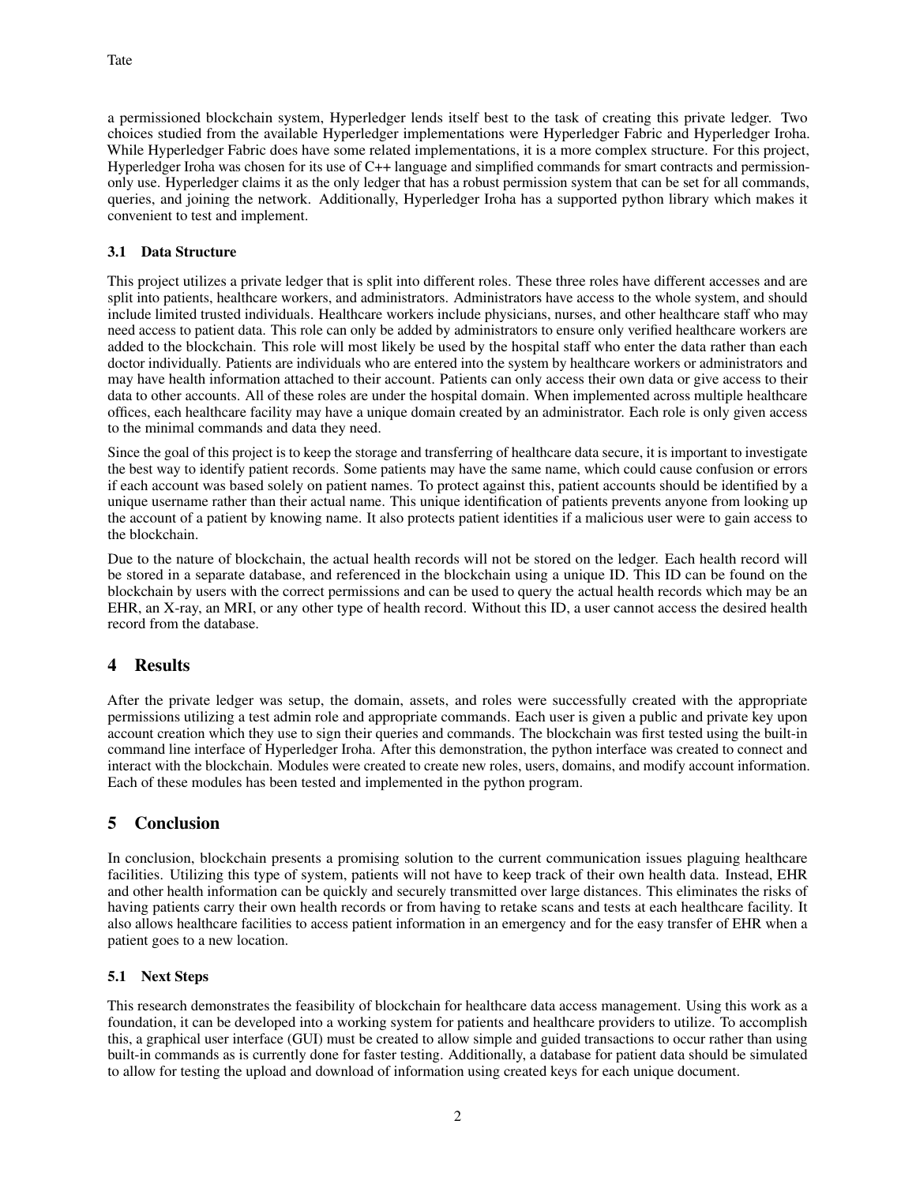a permissioned blockchain system, Hyperledger lends itself best to the task of creating this private ledger. Two choices studied from the available Hyperledger implementations were Hyperledger Fabric and Hyperledger Iroha. While Hyperledger Fabric does have some related implementations, it is a more complex structure. For this project, Hyperledger Iroha was chosen for its use of C++ language and simplified commands for smart contracts and permission-only use. Hyperledger claims it as the only ledger that has a robust permission system that can be set for all commands, queries, and joining the network. Additionally, Hyperledger Iroha has a supported python library which makes it convenient to test and implement.

### 3.1 Data Structure

This project utilizes a private ledger that is split into different roles. These three roles have different accesses and are split into patients, healthcare workers, and administrators. Administrators have access to the whole system, and should include limited trusted individuals. Healthcare workers include physicians, nurses, and other healthcare staff who may need access to patient data. This role can only be added by administrators to ensure only verified healthcare workers are added to the blockchain. This role will most likely be used by the hospital staff who enter the data rather than each doctor individually. Patients are individuals who are entered into the system by healthcare workers or administrators and may have health information attached to their account. Patients can only access their own data or give access to their data to other accounts. All of these roles are under the hospital domain. When implemented across multiple healthcare offices, each healthcare facility may have a unique domain created by an administrator. Each role is only given access to the minimal commands and data they need.

Since the goal of this project is to keep the storage and transferring of healthcare data secure, it is important to investigate the best way to identify patient records. Some patients may have the same name, which could cause confusion or errors if each account was based solely on patient names. To protect against this, patient accounts should be identified by a unique username rather than their actual name. This unique identification of patients prevents anyone from looking up the account of a patient by knowing name. It also protects patient identities if a malicious user were to gain access to the blockchain.

Due to the nature of blockchain, the actual health records will not be stored on the ledger. Each health record will be stored in a separate database, and referenced in the blockchain using a unique ID. This ID can be found on the blockchain by users with the correct permissions and can be used to query the actual health records which may be an EHR, an X-ray, an MRI, or any other type of health record. Without this ID, a user cannot access the desired health record from the database.

## 4 Results

After the private ledger was setup, the domain, assets, and roles were successfully created with the appropriate permissions utilizing a test admin role and appropriate commands. Each user is given a public and private key upon account creation which they use to sign their queries and commands. The blockchain was first tested using the built-in command line interface of Hyperledger Iroha. After this demonstration, the python interface was created to connect and interact with the blockchain. Modules were created to create new roles, users, domains, and modify account information. Each of these modules has been tested and implemented in the python program.

## 5 Conclusion

In conclusion, blockchain presents a promising solution to the current communication issues plaguing healthcare facilities. Utilizing this type of system, patients will not have to keep track of their own health data. Instead, EHR and other health information can be quickly and securely transmitted over large distances. This eliminates the risks of having patients carry their own health records or from having to retake scans and tests at each healthcare facility. It also allows healthcare facilities to access patient information in an emergency and for the easy transfer of EHR when a patient goes to a new location.

### 5.1 Next Steps

This research demonstrates the feasibility of blockchain for healthcare data access management. Using this work as a foundation, it can be developed into a working system for patients and healthcare providers to utilize. To accomplish this, a graphical user interface (GUI) must be created to allow simple and guided transactions to occur rather than using built-in commands as is currently done for faster testing. Additionally, a database for patient data should be simulated to allow for testing the upload and download of information using created keys for each unique document.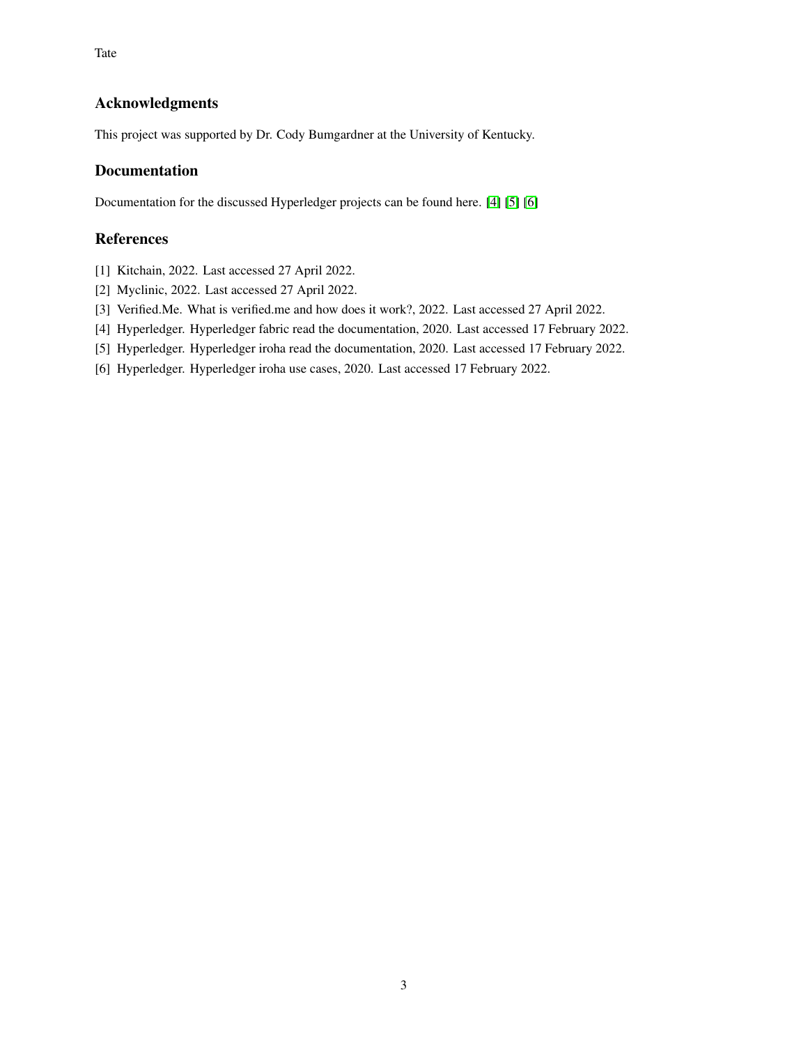## Acknowledgments

This project was supported by Dr. Cody Bumgardner at the University of Kentucky.

## Documentation

Documentation for the discussed Hyperledger projects can be found here. [4] [5] [6]

## References

[1] Kitchain, 2022. Last accessed 27 April 2022.

[2] Myclinic, 2022. Last accessed 27 April 2022.

[3] Verified.Me. What is verified.me and how does it work?, 2022. Last accessed 27 April 2022.

[4] Hyperledger. Hyperledger fabric read the documentation, 2020. Last accessed 17 February 2022.

[5] Hyperledger. Hyperledger iroha read the documentation, 2020. Last accessed 17 February 2022.

[6] Hyperledger. Hyperledger iroha use cases, 2020. Last accessed 17 February 2022.